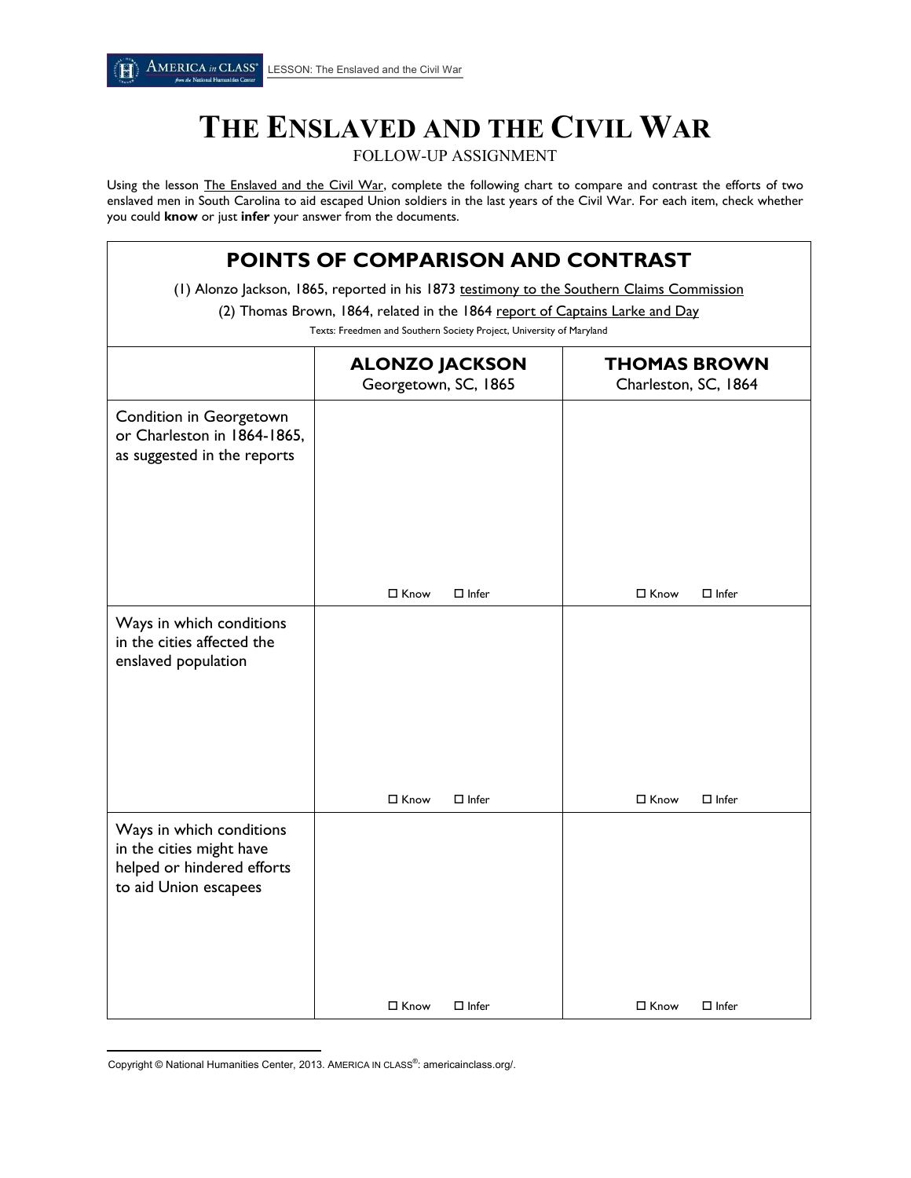# THE ENSLAVED AND THE CIVIL WAR

FOLLOW-UP ASSIGNMENT

Using the lesson The Enslaved and the Civil War, complete the following chart to compare and contrast the efforts of two enslaved men in South Carolina to aid escaped Union soldiers in the last years of the Civil War. For each item, check whether you could **know** or just **infer** your answer from the documents.

## POINTS OF COMPARISON AND CONTRAST

(1) Alonzo Jackson, 1865, reported in his 1873 testimony to the Southern Claims Commission

(2) Thomas Brown, 1864, related in the 1864 report of Captains Larke and Day

Texts: Freedmen and Southern Society Project, University of Maryland

| | **ALONZO JACKSON** Georgetown, SC, 1865 | **THOMAS BROWN** Charleston, SC, 1864 |
|---|---|---|
| Condition in Georgetown or Charleston in 1864-1865, as suggested in the reports | ☐ Know ☐ Infer | ☐ Know ☐ Infer |
| Ways in which conditions in the cities affected the enslaved population | ☐ Know ☐ Infer | ☐ Know ☐ Infer |
| Ways in which conditions in the cities might have helped or hindered efforts to aid Union escapees | ☐ Know ☐ Infer | ☐ Know ☐ Infer |

Copyright © National Humanities Center, 2013. AMERICA IN CLASS®: americainclass.org/.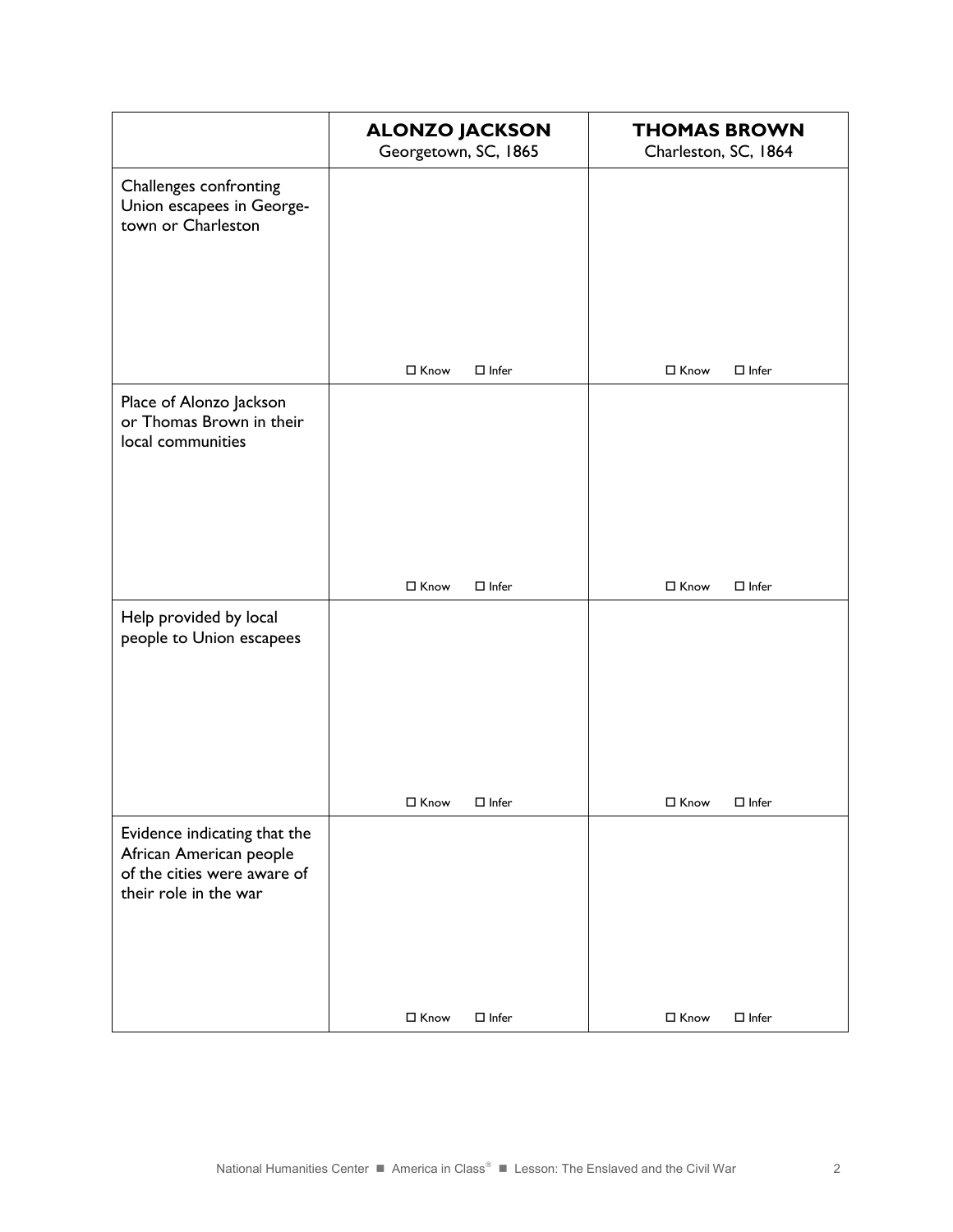| | **ALONZO JACKSON** Georgetown, SC, 1865 | **THOMAS BROWN** Charleston, SC, 1864 |
|---|---|---|
| Challenges confronting Union escapees in Georgetown or Charleston | ☐ Know ☐ Infer | ☐ Know ☐ Infer |
| Place of Alonzo Jackson or Thomas Brown in their local communities | ☐ Know ☐ Infer | ☐ Know ☐ Infer |
| Help provided by local people to Union escapees | ☐ Know ☐ Infer | ☐ Know ☐ Infer |
| Evidence indicating that the African American people of the cities were aware of their role in the war | ☐ Know ☐ Infer | ☐ Know ☐ Infer |